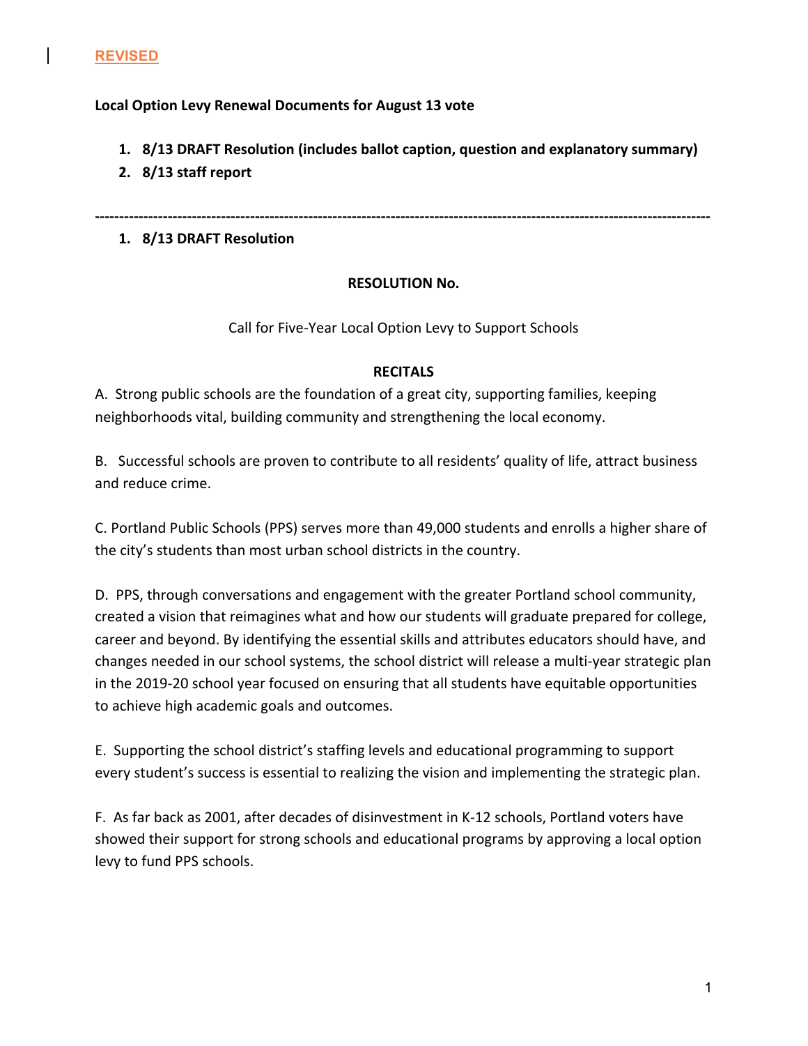REVISED

**Local Option Levy Renewal Documents for August 13 vote**

1. **8/13 DRAFT Resolution (includes ballot caption, question and explanatory summary)**
2. **8/13 staff report**

---

1. **8/13 DRAFT Resolution**

**RESOLUTION No.**

Call for Five-Year Local Option Levy to Support Schools

**RECITALS**

A. Strong public schools are the foundation of a great city, supporting families, keeping neighborhoods vital, building community and strengthening the local economy.

B. Successful schools are proven to contribute to all residents' quality of life, attract business and reduce crime.

C. Portland Public Schools (PPS) serves more than 49,000 students and enrolls a higher share of the city's students than most urban school districts in the country.

D. PPS, through conversations and engagement with the greater Portland school community, created a vision that reimagines what and how our students will graduate prepared for college, career and beyond. By identifying the essential skills and attributes educators should have, and changes needed in our school systems, the school district will release a multi-year strategic plan in the 2019-20 school year focused on ensuring that all students have equitable opportunities to achieve high academic goals and outcomes.

E. Supporting the school district's staffing levels and educational programming to support every student's success is essential to realizing the vision and implementing the strategic plan.

F. As far back as 2001, after decades of disinvestment in K-12 schools, Portland voters have showed their support for strong schools and educational programs by approving a local option levy to fund PPS schools.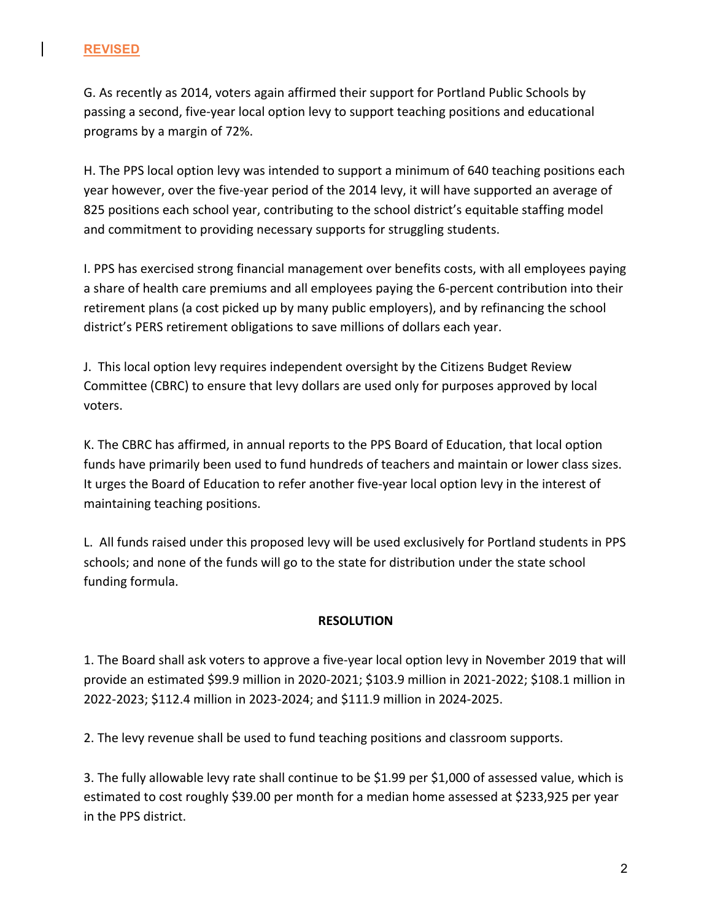**REVISED**

G. As recently as 2014, voters again affirmed their support for Portland Public Schools by passing a second, five-year local option levy to support teaching positions and educational programs by a margin of 72%.

H. The PPS local option levy was intended to support a minimum of 640 teaching positions each year however, over the five-year period of the 2014 levy, it will have supported an average of 825 positions each school year, contributing to the school district's equitable staffing model and commitment to providing necessary supports for struggling students.

I. PPS has exercised strong financial management over benefits costs, with all employees paying a share of health care premiums and all employees paying the 6-percent contribution into their retirement plans (a cost picked up by many public employers), and by refinancing the school district's PERS retirement obligations to save millions of dollars each year.

J. This local option levy requires independent oversight by the Citizens Budget Review Committee (CBRC) to ensure that levy dollars are used only for purposes approved by local voters.

K. The CBRC has affirmed, in annual reports to the PPS Board of Education, that local option funds have primarily been used to fund hundreds of teachers and maintain or lower class sizes. It urges the Board of Education to refer another five-year local option levy in the interest of maintaining teaching positions.

L. All funds raised under this proposed levy will be used exclusively for Portland students in PPS schools; and none of the funds will go to the state for distribution under the state school funding formula.

**RESOLUTION**

1. The Board shall ask voters to approve a five-year local option levy in November 2019 that will provide an estimated $99.9 million in 2020-2021; $103.9 million in 2021-2022; $108.1 million in 2022-2023; $112.4 million in 2023-2024; and $111.9 million in 2024-2025.

2. The levy revenue shall be used to fund teaching positions and classroom supports.

3. The fully allowable levy rate shall continue to be $1.99 per $1,000 of assessed value, which is estimated to cost roughly $39.00 per month for a median home assessed at $233,925 per year in the PPS district.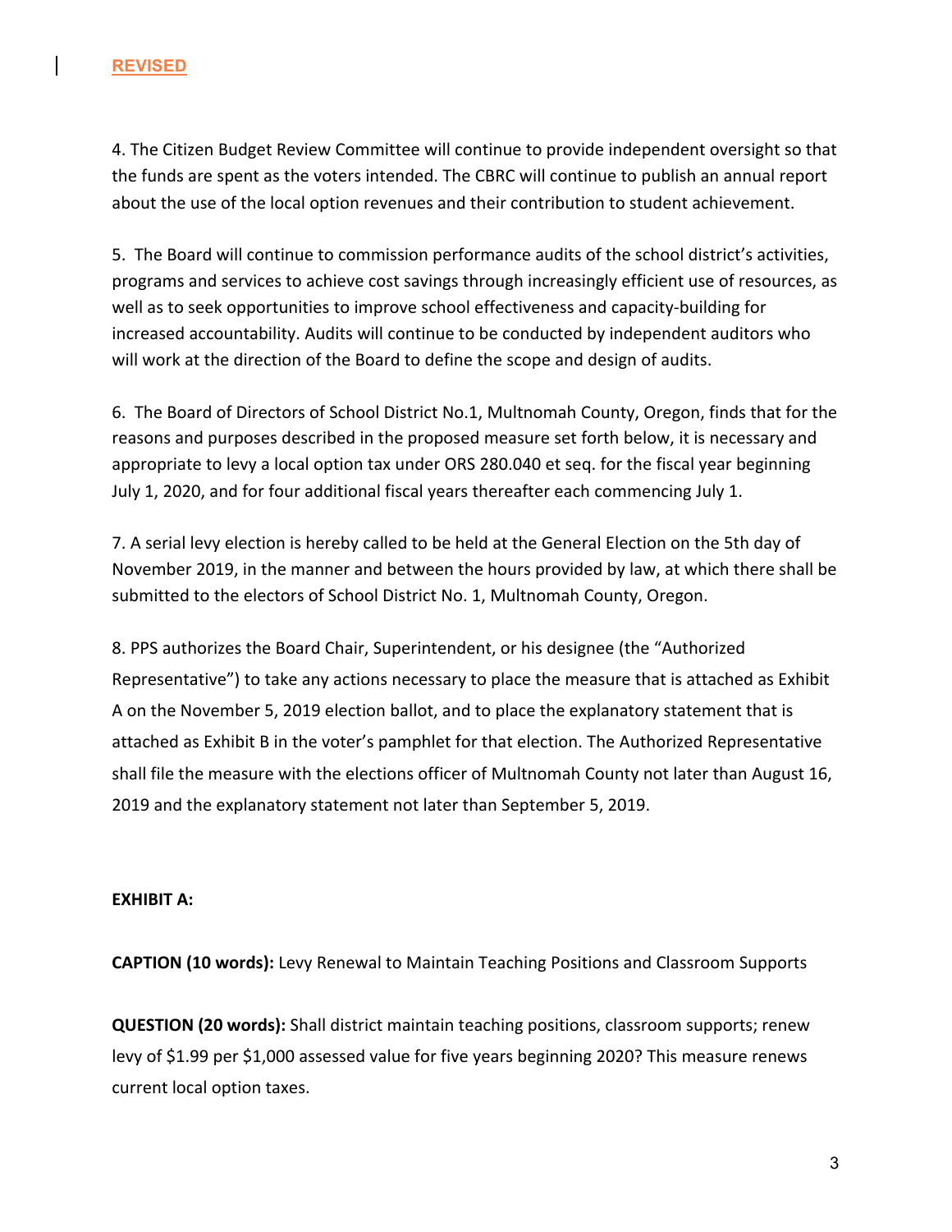**REVISED**

4. The Citizen Budget Review Committee will continue to provide independent oversight so that the funds are spent as the voters intended. The CBRC will continue to publish an annual report about the use of the local option revenues and their contribution to student achievement.

5. The Board will continue to commission performance audits of the school district's activities, programs and services to achieve cost savings through increasingly efficient use of resources, as well as to seek opportunities to improve school effectiveness and capacity-building for increased accountability. Audits will continue to be conducted by independent auditors who will work at the direction of the Board to define the scope and design of audits.

6. The Board of Directors of School District No.1, Multnomah County, Oregon, finds that for the reasons and purposes described in the proposed measure set forth below, it is necessary and appropriate to levy a local option tax under ORS 280.040 et seq. for the fiscal year beginning July 1, 2020, and for four additional fiscal years thereafter each commencing July 1.

7. A serial levy election is hereby called to be held at the General Election on the 5th day of November 2019, in the manner and between the hours provided by law, at which there shall be submitted to the electors of School District No. 1, Multnomah County, Oregon.

8. PPS authorizes the Board Chair, Superintendent, or his designee (the "Authorized Representative") to take any actions necessary to place the measure that is attached as Exhibit A on the November 5, 2019 election ballot, and to place the explanatory statement that is attached as Exhibit B in the voter's pamphlet for that election. The Authorized Representative shall file the measure with the elections officer of Multnomah County not later than August 16, 2019 and the explanatory statement not later than September 5, 2019.

**EXHIBIT A:**

**CAPTION (10 words):** Levy Renewal to Maintain Teaching Positions and Classroom Supports

**QUESTION (20 words):** Shall district maintain teaching positions, classroom supports; renew levy of $1.99 per $1,000 assessed value for five years beginning 2020? This measure renews current local option taxes.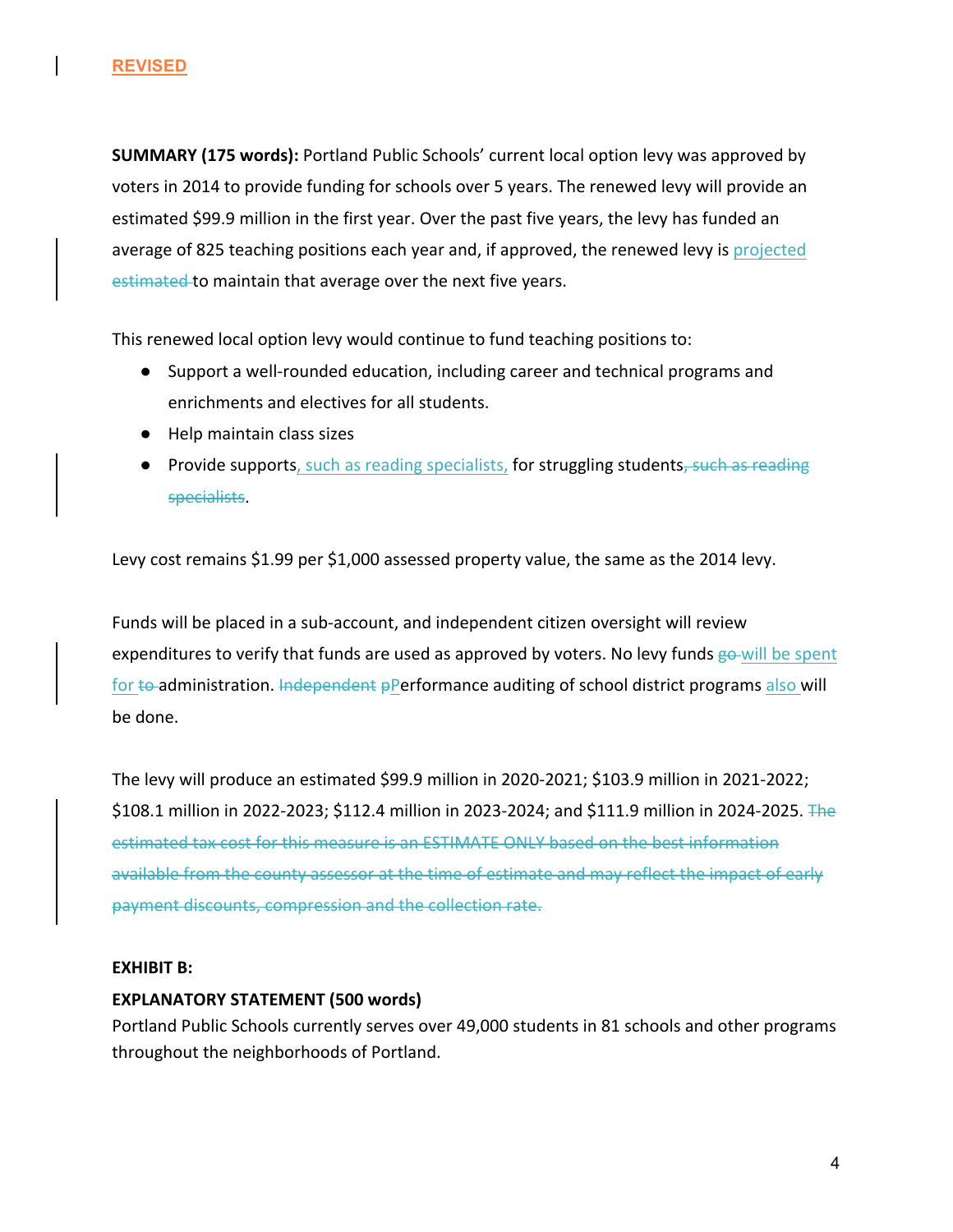**REVISED**

**SUMMARY (175 words):** Portland Public Schools' current local option levy was approved by voters in 2014 to provide funding for schools over 5 years. The renewed levy will provide an estimated $99.9 million in the first year. Over the past five years, the levy has funded an average of 825 teaching positions each year and, if approved, the renewed levy is <u>projected</u> ~~estimated~~ to maintain that average over the next five years.

This renewed local option levy would continue to fund teaching positions to:

- Support a well-rounded education, including career and technical programs and enrichments and electives for all students.
- Help maintain class sizes
- Provide supports<u>, such as reading specialists,</u> for struggling students~~, such as reading specialists~~.

Levy cost remains $1.99 per $1,000 assessed property value, the same as the 2014 levy.

Funds will be placed in a sub-account, and independent citizen oversight will review expenditures to verify that funds are used as approved by voters. No levy funds ~~go~~ <u>will be spent for</u> ~~to~~ administration. ~~Independent p~~<u>P</u>erformance auditing of school district programs <u>also</u> will be done.

The levy will produce an estimated $99.9 million in 2020-2021; $103.9 million in 2021-2022; $108.1 million in 2022-2023; $112.4 million in 2023-2024; and $111.9 million in 2024-2025. ~~The estimated tax cost for this measure is an ESTIMATE ONLY based on the best information available from the county assessor at the time of estimate and may reflect the impact of early payment discounts, compression and the collection rate.~~

**EXHIBIT B:**

**EXPLANATORY STATEMENT (500 words)**

Portland Public Schools currently serves over 49,000 students in 81 schools and other programs throughout the neighborhoods of Portland.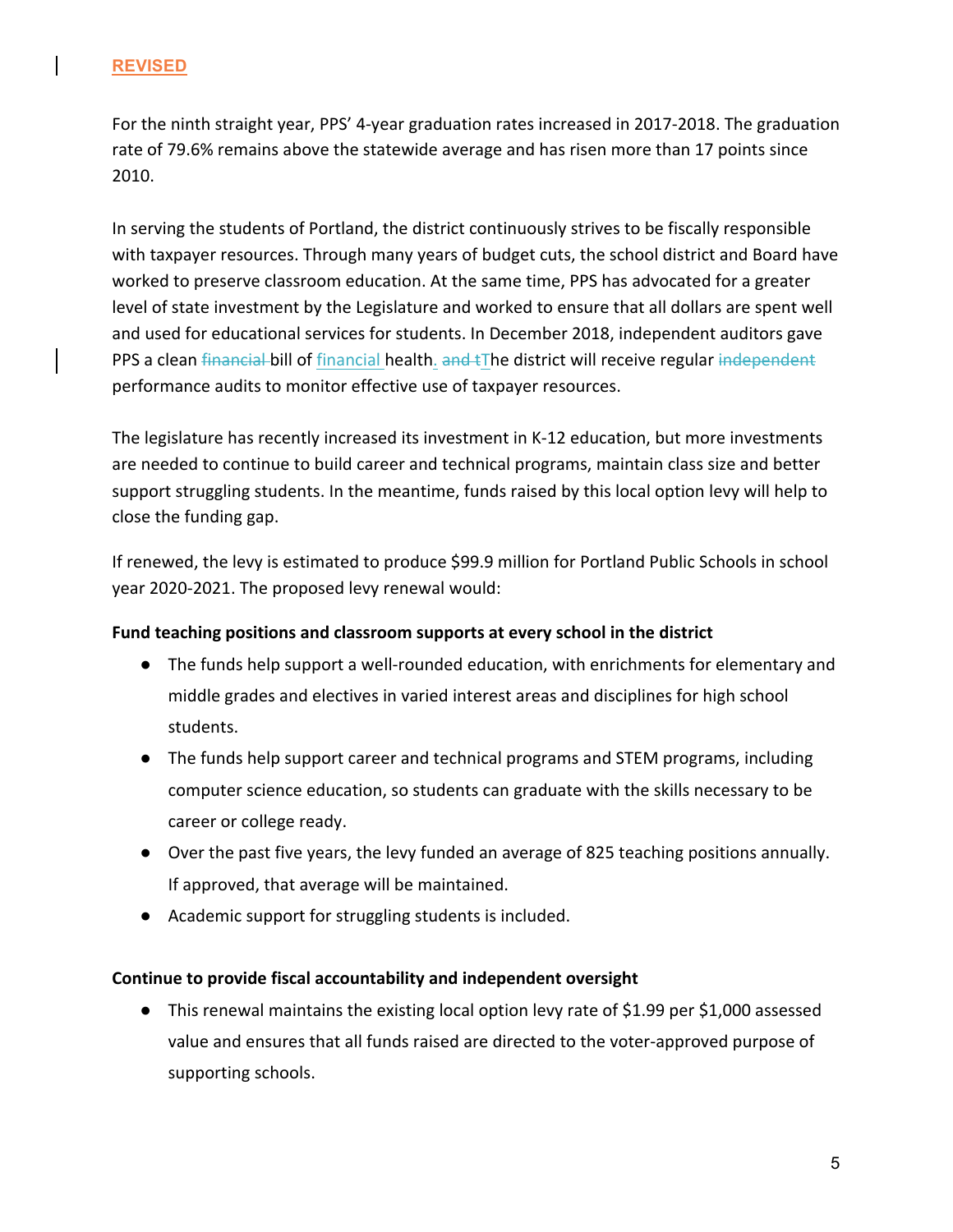**REVISED**

For the ninth straight year, PPS' 4-year graduation rates increased in 2017-2018. The graduation rate of 79.6% remains above the statewide average and has risen more than 17 points since 2010.

In serving the students of Portland, the district continuously strives to be fiscally responsible with taxpayer resources. Through many years of budget cuts, the school district and Board have worked to preserve classroom education. At the same time, PPS has advocated for a greater level of state investment by the Legislature and worked to ensure that all dollars are spent well and used for educational services for students. In December 2018, independent auditors gave PPS a clean ~~financial~~ bill of financial health. ~~and t~~The district will receive regular ~~independent~~ performance audits to monitor effective use of taxpayer resources.

The legislature has recently increased its investment in K-12 education, but more investments are needed to continue to build career and technical programs, maintain class size and better support struggling students. In the meantime, funds raised by this local option levy will help to close the funding gap.

If renewed, the levy is estimated to produce $99.9 million for Portland Public Schools in school year 2020-2021. The proposed levy renewal would:

**Fund teaching positions and classroom supports at every school in the district**

- The funds help support a well-rounded education, with enrichments for elementary and middle grades and electives in varied interest areas and disciplines for high school students.
- The funds help support career and technical programs and STEM programs, including computer science education, so students can graduate with the skills necessary to be career or college ready.
- Over the past five years, the levy funded an average of 825 teaching positions annually. If approved, that average will be maintained.
- Academic support for struggling students is included.

**Continue to provide fiscal accountability and independent oversight**

- This renewal maintains the existing local option levy rate of $1.99 per $1,000 assessed value and ensures that all funds raised are directed to the voter-approved purpose of supporting schools.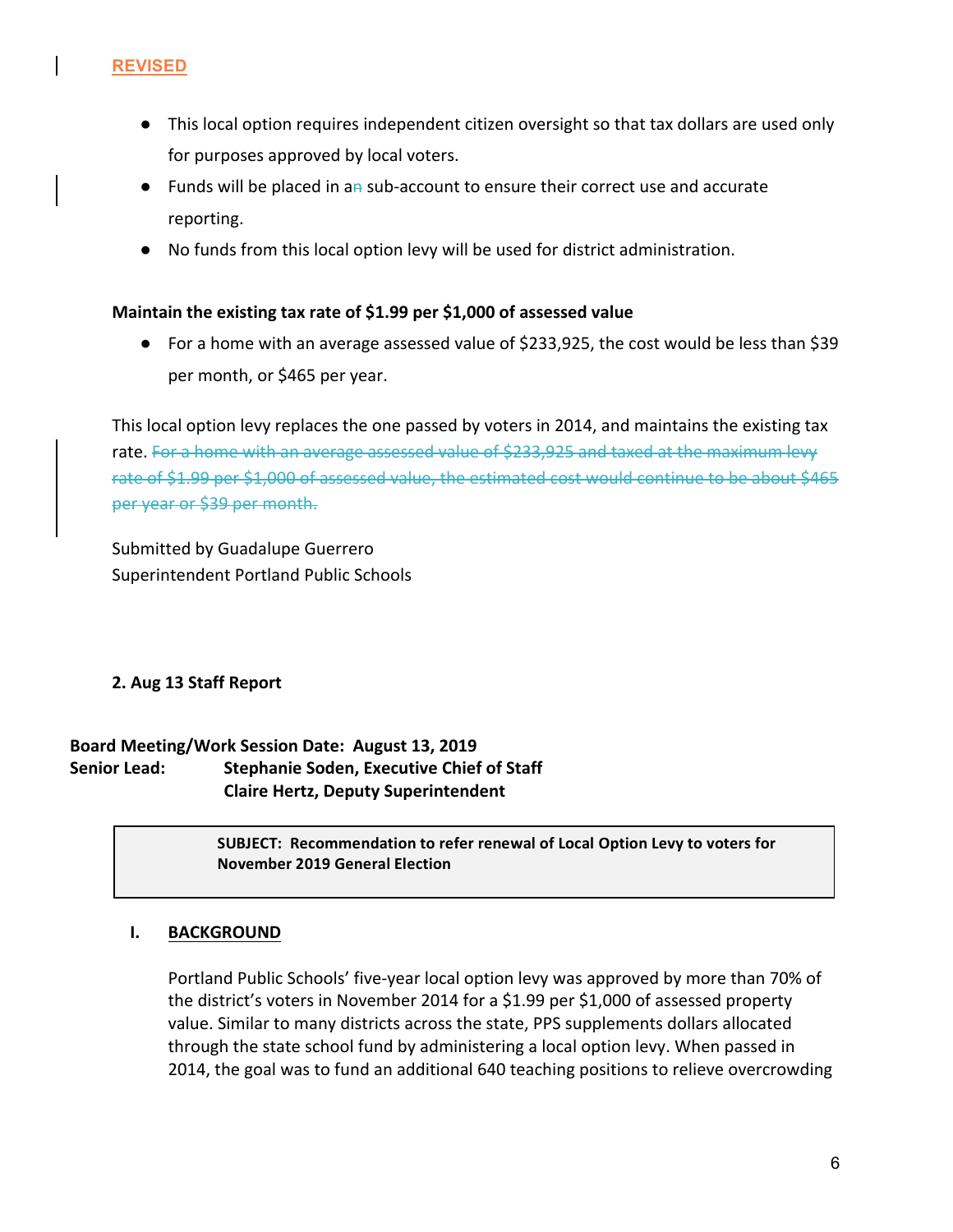**REVISED**

- This local option requires independent citizen oversight so that tax dollars are used only for purposes approved by local voters.
- Funds will be placed in a~~n~~ sub-account to ensure their correct use and accurate reporting.
- No funds from this local option levy will be used for district administration.

**Maintain the existing tax rate of $1.99 per $1,000 of assessed value**

- For a home with an average assessed value of $233,925, the cost would be less than $39 per month, or $465 per year.

This local option levy replaces the one passed by voters in 2014, and maintains the existing tax rate. ~~For a home with an average assessed value of $233,925 and taxed at the maximum levy rate of $1.99 per $1,000 of assessed value, the estimated cost would continue to be about $465 per year or $39 per month.~~

Submitted by Guadalupe Guerrero
Superintendent Portland Public Schools

**2. Aug 13 Staff Report**

**Board Meeting/Work Session Date: August 13, 2019**
**Senior Lead: Stephanie Soden, Executive Chief of Staff**
**Claire Hertz, Deputy Superintendent**

**SUBJECT: Recommendation to refer renewal of Local Option Levy to voters for November 2019 General Election**

## I. BACKGROUND

Portland Public Schools' five-year local option levy was approved by more than 70% of the district's voters in November 2014 for a $1.99 per $1,000 of assessed property value. Similar to many districts across the state, PPS supplements dollars allocated through the state school fund by administering a local option levy. When passed in 2014, the goal was to fund an additional 640 teaching positions to relieve overcrowding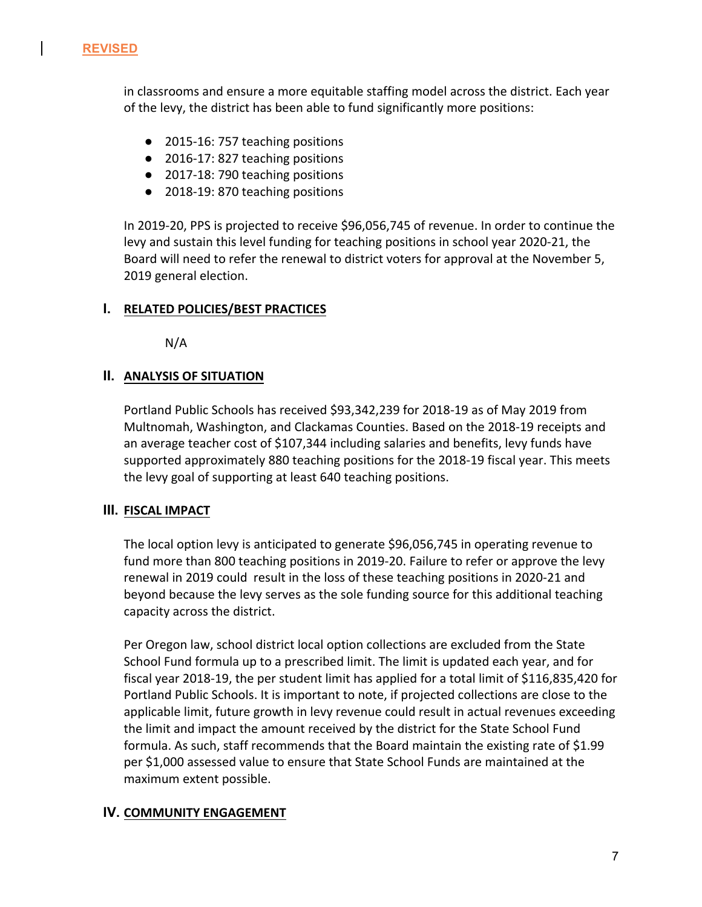**REVISED**

in classrooms and ensure a more equitable staffing model across the district. Each year of the levy, the district has been able to fund significantly more positions:

- 2015-16: 757 teaching positions
- 2016-17: 827 teaching positions
- 2017-18: 790 teaching positions
- 2018-19: 870 teaching positions

In 2019-20, PPS is projected to receive $96,056,745 of revenue. In order to continue the levy and sustain this level funding for teaching positions in school year 2020-21, the Board will need to refer the renewal to district voters for approval at the November 5, 2019 general election.

## I. RELATED POLICIES/BEST PRACTICES

N/A

## II. ANALYSIS OF SITUATION

Portland Public Schools has received $93,342,239 for 2018-19 as of May 2019 from Multnomah, Washington, and Clackamas Counties. Based on the 2018-19 receipts and an average teacher cost of $107,344 including salaries and benefits, levy funds have supported approximately 880 teaching positions for the 2018-19 fiscal year. This meets the levy goal of supporting at least 640 teaching positions.

## III. FISCAL IMPACT

The local option levy is anticipated to generate $96,056,745 in operating revenue to fund more than 800 teaching positions in 2019-20. Failure to refer or approve the levy renewal in 2019 could result in the loss of these teaching positions in 2020-21 and beyond because the levy serves as the sole funding source for this additional teaching capacity across the district.

Per Oregon law, school district local option collections are excluded from the State School Fund formula up to a prescribed limit. The limit is updated each year, and for fiscal year 2018-19, the per student limit has applied for a total limit of $116,835,420 for Portland Public Schools. It is important to note, if projected collections are close to the applicable limit, future growth in levy revenue could result in actual revenues exceeding the limit and impact the amount received by the district for the State School Fund formula. As such, staff recommends that the Board maintain the existing rate of $1.99 per $1,000 assessed value to ensure that State School Funds are maintained at the maximum extent possible.

## IV. COMMUNITY ENGAGEMENT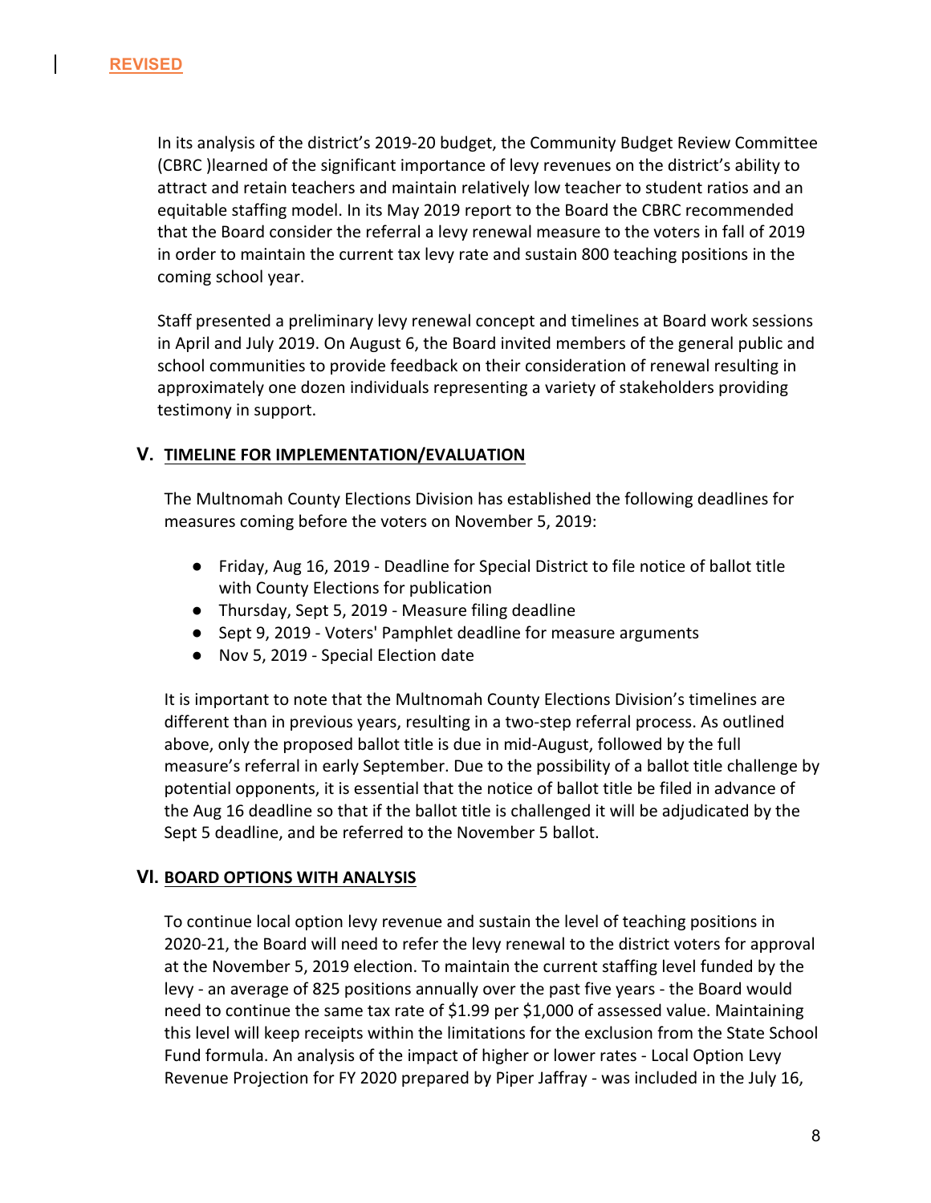**REVISED**

In its analysis of the district's 2019-20 budget, the Community Budget Review Committee (CBRC )learned of the significant importance of levy revenues on the district's ability to attract and retain teachers and maintain relatively low teacher to student ratios and an equitable staffing model. In its May 2019 report to the Board the CBRC recommended that the Board consider the referral a levy renewal measure to the voters in fall of 2019 in order to maintain the current tax levy rate and sustain 800 teaching positions in the coming school year.

Staff presented a preliminary levy renewal concept and timelines at Board work sessions in April and July 2019. On August 6, the Board invited members of the general public and school communities to provide feedback on their consideration of renewal resulting in approximately one dozen individuals representing a variety of stakeholders providing testimony in support.

## V. TIMELINE FOR IMPLEMENTATION/EVALUATION

The Multnomah County Elections Division has established the following deadlines for measures coming before the voters on November 5, 2019:

- Friday, Aug 16, 2019 - Deadline for Special District to file notice of ballot title with County Elections for publication
- Thursday, Sept 5, 2019 - Measure filing deadline
- Sept 9, 2019 - Voters' Pamphlet deadline for measure arguments
- Nov 5, 2019 - Special Election date

It is important to note that the Multnomah County Elections Division's timelines are different than in previous years, resulting in a two-step referral process. As outlined above, only the proposed ballot title is due in mid-August, followed by the full measure's referral in early September. Due to the possibility of a ballot title challenge by potential opponents, it is essential that the notice of ballot title be filed in advance of the Aug 16 deadline so that if the ballot title is challenged it will be adjudicated by the Sept 5 deadline, and be referred to the November 5 ballot.

## VI. BOARD OPTIONS WITH ANALYSIS

To continue local option levy revenue and sustain the level of teaching positions in 2020-21, the Board will need to refer the levy renewal to the district voters for approval at the November 5, 2019 election. To maintain the current staffing level funded by the levy - an average of 825 positions annually over the past five years - the Board would need to continue the same tax rate of $1.99 per $1,000 of assessed value. Maintaining this level will keep receipts within the limitations for the exclusion from the State School Fund formula. An analysis of the impact of higher or lower rates - Local Option Levy Revenue Projection for FY 2020 prepared by Piper Jaffray - was included in the July 16,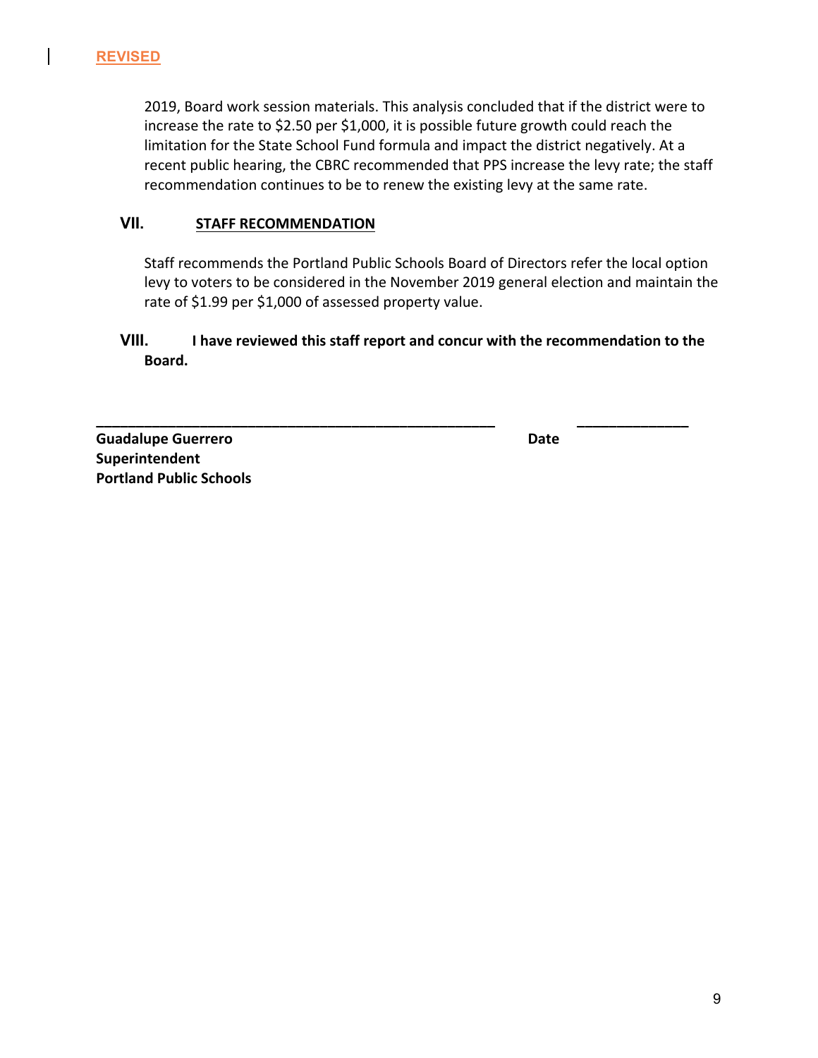**REVISED**

2019, Board work session materials. This analysis concluded that if the district were to increase the rate to $2.50 per $1,000, it is possible future growth could reach the limitation for the State School Fund formula and impact the district negatively. At a recent public hearing, the CBRC recommended that PPS increase the levy rate; the staff recommendation continues to be to renew the existing levy at the same rate.

## VII. STAFF RECOMMENDATION

Staff recommends the Portland Public Schools Board of Directors refer the local option levy to voters to be considered in the November 2019 general election and maintain the rate of $1.99 per $1,000 of assessed property value.

## VIII. I have reviewed this staff report and concur with the recommendation to the Board.

\_\_\_\_\_\_\_\_\_\_\_\_\_\_\_\_\_\_\_\_\_\_\_\_\_\_\_\_\_\_\_\_\_\_\_\_\_\_\_\_\_\_\_\_\_\_\_\_ \_\_\_\_\_\_\_\_\_\_\_\_\_\_

**Guadalupe Guerrero** **Date**
**Superintendent**
**Portland Public Schools**